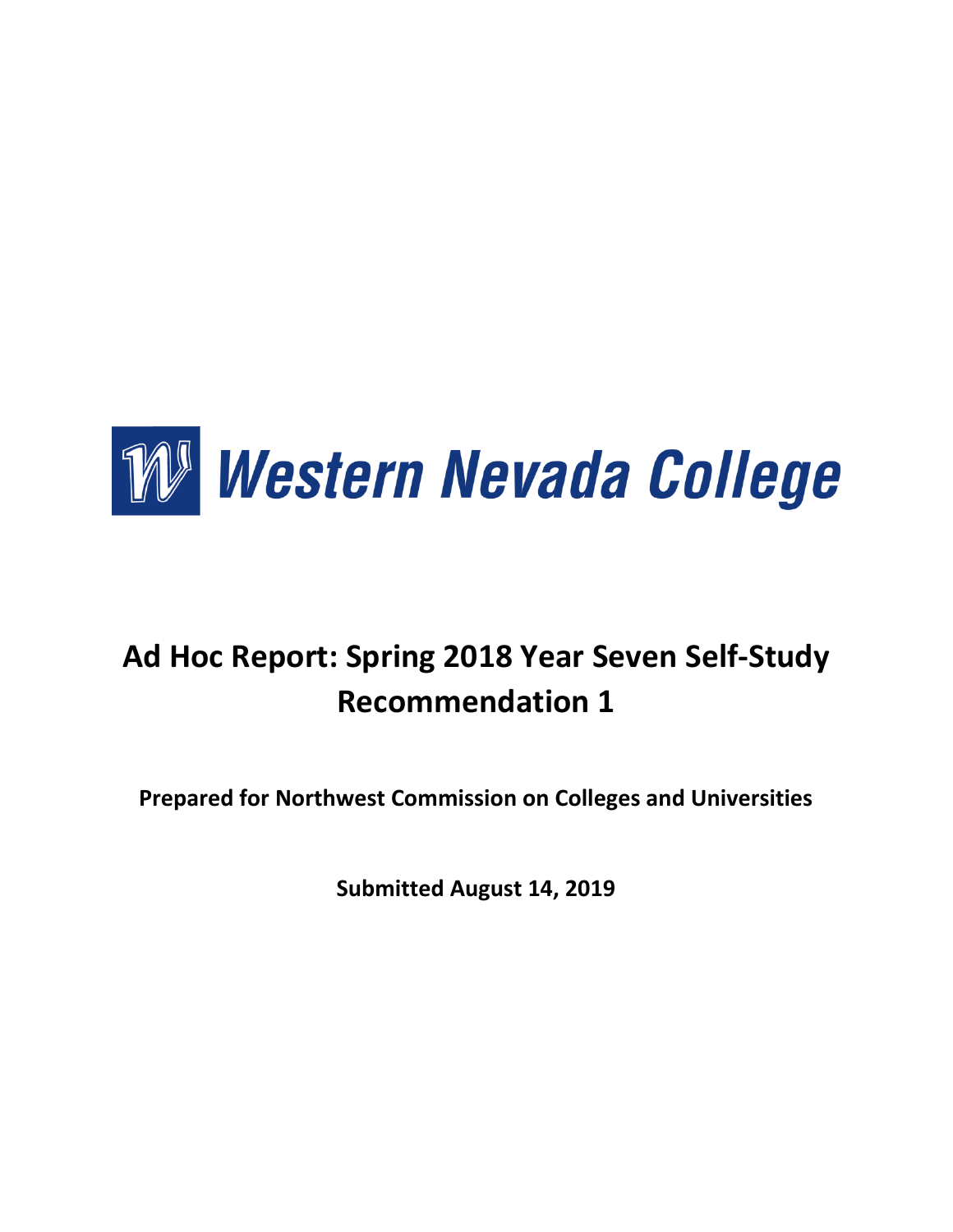Western Nevada College

# Ad Hoc Report: Spring 2018 Year Seven Self-Study Recommendation 1

**Prepared for Northwest Commission on Colleges and Universities**

**Submitted August 14, 2019**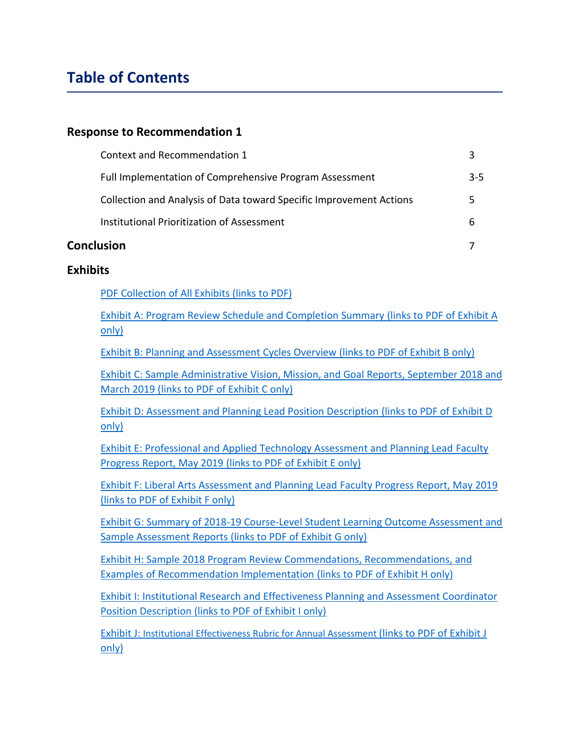# Table of Contents

## Response to Recommendation 1

| | |
|---|---|
| Context and Recommendation 1 | 3 |
| Full Implementation of Comprehensive Program Assessment | 3-5 |
| Collection and Analysis of Data toward Specific Improvement Actions | 5 |
| Institutional Prioritization of Assessment | 6 |

## Conclusion 7

## Exhibits

PDF Collection of All Exhibits (links to PDF)

Exhibit A: Program Review Schedule and Completion Summary (links to PDF of Exhibit A only)

Exhibit B: Planning and Assessment Cycles Overview (links to PDF of Exhibit B only)

Exhibit C: Sample Administrative Vision, Mission, and Goal Reports, September 2018 and March 2019 (links to PDF of Exhibit C only)

Exhibit D: Assessment and Planning Lead Position Description (links to PDF of Exhibit D only)

Exhibit E: Professional and Applied Technology Assessment and Planning Lead Faculty Progress Report, May 2019 (links to PDF of Exhibit E only)

Exhibit F: Liberal Arts Assessment and Planning Lead Faculty Progress Report, May 2019 (links to PDF of Exhibit F only)

Exhibit G: Summary of 2018-19 Course-Level Student Learning Outcome Assessment and Sample Assessment Reports (links to PDF of Exhibit G only)

Exhibit H: Sample 2018 Program Review Commendations, Recommendations, and Examples of Recommendation Implementation (links to PDF of Exhibit H only)

Exhibit I: Institutional Research and Effectiveness Planning and Assessment Coordinator Position Description (links to PDF of Exhibit I only)

Exhibit J: Institutional Effectiveness Rubric for Annual Assessment (links to PDF of Exhibit J only)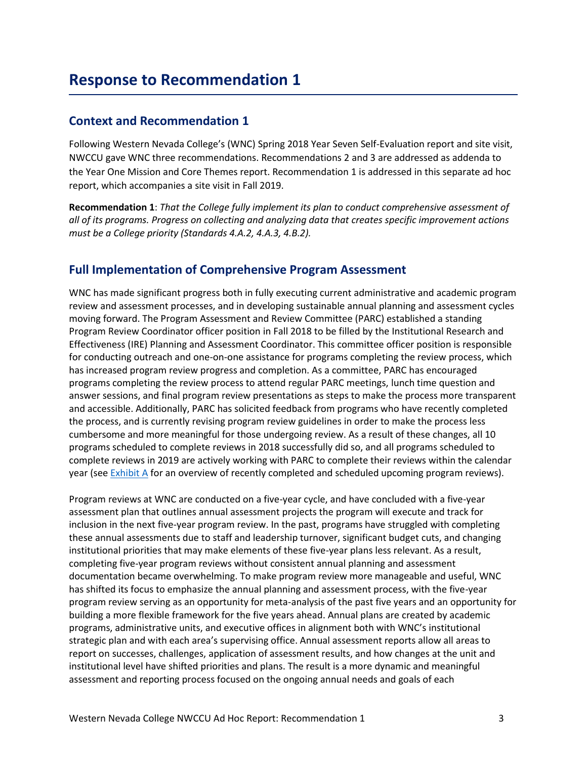# Response to Recommendation 1

## Context and Recommendation 1

Following Western Nevada College's (WNC) Spring 2018 Year Seven Self-Evaluation report and site visit, NWCCU gave WNC three recommendations. Recommendations 2 and 3 are addressed as addenda to the Year One Mission and Core Themes report. Recommendation 1 is addressed in this separate ad hoc report, which accompanies a site visit in Fall 2019.

**Recommendation 1**: *That the College fully implement its plan to conduct comprehensive assessment of all of its programs. Progress on collecting and analyzing data that creates specific improvement actions must be a College priority (Standards 4.A.2, 4.A.3, 4.B.2).*

## Full Implementation of Comprehensive Program Assessment

WNC has made significant progress both in fully executing current administrative and academic program review and assessment processes, and in developing sustainable annual planning and assessment cycles moving forward. The Program Assessment and Review Committee (PARC) established a standing Program Review Coordinator officer position in Fall 2018 to be filled by the Institutional Research and Effectiveness (IRE) Planning and Assessment Coordinator. This committee officer position is responsible for conducting outreach and one-on-one assistance for programs completing the review process, which has increased program review progress and completion. As a committee, PARC has encouraged programs completing the review process to attend regular PARC meetings, lunch time question and answer sessions, and final program review presentations as steps to make the process more transparent and accessible. Additionally, PARC has solicited feedback from programs who have recently completed the process, and is currently revising program review guidelines in order to make the process less cumbersome and more meaningful for those undergoing review. As a result of these changes, all 10 programs scheduled to complete reviews in 2018 successfully did so, and all programs scheduled to complete reviews in 2019 are actively working with PARC to complete their reviews within the calendar year (see Exhibit A for an overview of recently completed and scheduled upcoming program reviews).

Program reviews at WNC are conducted on a five-year cycle, and have concluded with a five-year assessment plan that outlines annual assessment projects the program will execute and track for inclusion in the next five-year program review. In the past, programs have struggled with completing these annual assessments due to staff and leadership turnover, significant budget cuts, and changing institutional priorities that may make elements of these five-year plans less relevant. As a result, completing five-year program reviews without consistent annual planning and assessment documentation became overwhelming. To make program review more manageable and useful, WNC has shifted its focus to emphasize the annual planning and assessment process, with the five-year program review serving as an opportunity for meta-analysis of the past five years and an opportunity for building a more flexible framework for the five years ahead. Annual plans are created by academic programs, administrative units, and executive offices in alignment both with WNC's institutional strategic plan and with each area's supervising office. Annual assessment reports allow all areas to report on successes, challenges, application of assessment results, and how changes at the unit and institutional level have shifted priorities and plans. The result is a more dynamic and meaningful assessment and reporting process focused on the ongoing annual needs and goals of each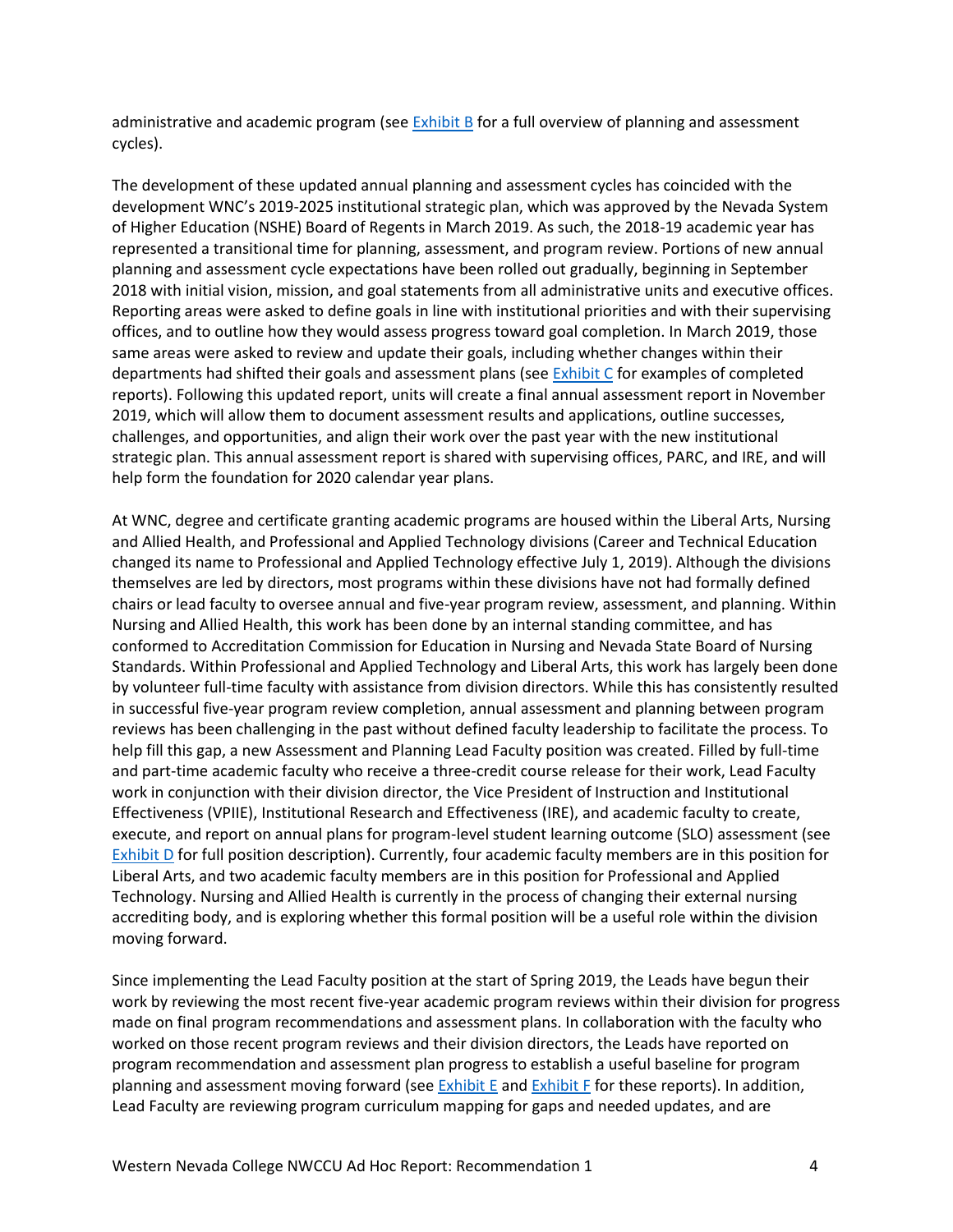administrative and academic program (see [Exhibit B] for a full overview of planning and assessment cycles).

The development of these updated annual planning and assessment cycles has coincided with the development WNC's 2019-2025 institutional strategic plan, which was approved by the Nevada System of Higher Education (NSHE) Board of Regents in March 2019. As such, the 2018-19 academic year has represented a transitional time for planning, assessment, and program review. Portions of new annual planning and assessment cycle expectations have been rolled out gradually, beginning in September 2018 with initial vision, mission, and goal statements from all administrative units and executive offices. Reporting areas were asked to define goals in line with institutional priorities and with their supervising offices, and to outline how they would assess progress toward goal completion. In March 2019, those same areas were asked to review and update their goals, including whether changes within their departments had shifted their goals and assessment plans (see [Exhibit C] for examples of completed reports). Following this updated report, units will create a final annual assessment report in November 2019, which will allow them to document assessment results and applications, outline successes, challenges, and opportunities, and align their work over the past year with the new institutional strategic plan. This annual assessment report is shared with supervising offices, PARC, and IRE, and will help form the foundation for 2020 calendar year plans.

At WNC, degree and certificate granting academic programs are housed within the Liberal Arts, Nursing and Allied Health, and Professional and Applied Technology divisions (Career and Technical Education changed its name to Professional and Applied Technology effective July 1, 2019). Although the divisions themselves are led by directors, most programs within these divisions have not had formally defined chairs or lead faculty to oversee annual and five-year program review, assessment, and planning. Within Nursing and Allied Health, this work has been done by an internal standing committee, and has conformed to Accreditation Commission for Education in Nursing and Nevada State Board of Nursing Standards. Within Professional and Applied Technology and Liberal Arts, this work has largely been done by volunteer full-time faculty with assistance from division directors. While this has consistently resulted in successful five-year program review completion, annual assessment and planning between program reviews has been challenging in the past without defined faculty leadership to facilitate the process. To help fill this gap, a new Assessment and Planning Lead Faculty position was created. Filled by full-time and part-time academic faculty who receive a three-credit course release for their work, Lead Faculty work in conjunction with their division director, the Vice President of Instruction and Institutional Effectiveness (VPIIE), Institutional Research and Effectiveness (IRE), and academic faculty to create, execute, and report on annual plans for program-level student learning outcome (SLO) assessment (see [Exhibit D] for full position description). Currently, four academic faculty members are in this position for Liberal Arts, and two academic faculty members are in this position for Professional and Applied Technology. Nursing and Allied Health is currently in the process of changing their external nursing accrediting body, and is exploring whether this formal position will be a useful role within the division moving forward.

Since implementing the Lead Faculty position at the start of Spring 2019, the Leads have begun their work by reviewing the most recent five-year academic program reviews within their division for progress made on final program recommendations and assessment plans. In collaboration with the faculty who worked on those recent program reviews and their division directors, the Leads have reported on program recommendation and assessment plan progress to establish a useful baseline for program planning and assessment moving forward (see [Exhibit E] and [Exhibit F] for these reports). In addition, Lead Faculty are reviewing program curriculum mapping for gaps and needed updates, and are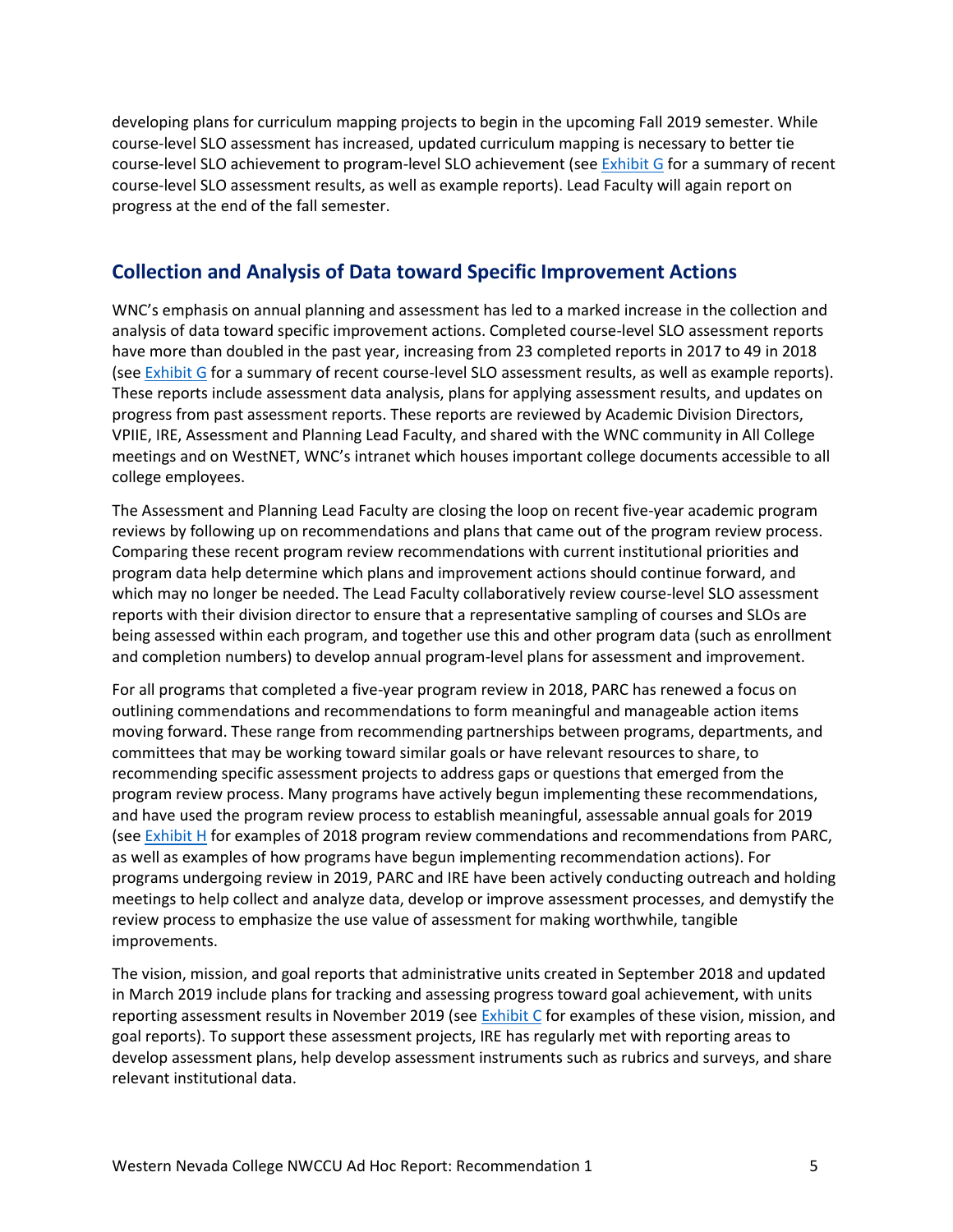developing plans for curriculum mapping projects to begin in the upcoming Fall 2019 semester. While course-level SLO assessment has increased, updated curriculum mapping is necessary to better tie course-level SLO achievement to program-level SLO achievement (see Exhibit G for a summary of recent course-level SLO assessment results, as well as example reports). Lead Faculty will again report on progress at the end of the fall semester.

## Collection and Analysis of Data toward Specific Improvement Actions

WNC's emphasis on annual planning and assessment has led to a marked increase in the collection and analysis of data toward specific improvement actions. Completed course-level SLO assessment reports have more than doubled in the past year, increasing from 23 completed reports in 2017 to 49 in 2018 (see Exhibit G for a summary of recent course-level SLO assessment results, as well as example reports). These reports include assessment data analysis, plans for applying assessment results, and updates on progress from past assessment reports. These reports are reviewed by Academic Division Directors, VPIIE, IRE, Assessment and Planning Lead Faculty, and shared with the WNC community in All College meetings and on WestNET, WNC's intranet which houses important college documents accessible to all college employees.

The Assessment and Planning Lead Faculty are closing the loop on recent five-year academic program reviews by following up on recommendations and plans that came out of the program review process. Comparing these recent program review recommendations with current institutional priorities and program data help determine which plans and improvement actions should continue forward, and which may no longer be needed. The Lead Faculty collaboratively review course-level SLO assessment reports with their division director to ensure that a representative sampling of courses and SLOs are being assessed within each program, and together use this and other program data (such as enrollment and completion numbers) to develop annual program-level plans for assessment and improvement.

For all programs that completed a five-year program review in 2018, PARC has renewed a focus on outlining commendations and recommendations to form meaningful and manageable action items moving forward. These range from recommending partnerships between programs, departments, and committees that may be working toward similar goals or have relevant resources to share, to recommending specific assessment projects to address gaps or questions that emerged from the program review process. Many programs have actively begun implementing these recommendations, and have used the program review process to establish meaningful, assessable annual goals for 2019 (see Exhibit H for examples of 2018 program review commendations and recommendations from PARC, as well as examples of how programs have begun implementing recommendation actions). For programs undergoing review in 2019, PARC and IRE have been actively conducting outreach and holding meetings to help collect and analyze data, develop or improve assessment processes, and demystify the review process to emphasize the use value of assessment for making worthwhile, tangible improvements.

The vision, mission, and goal reports that administrative units created in September 2018 and updated in March 2019 include plans for tracking and assessing progress toward goal achievement, with units reporting assessment results in November 2019 (see Exhibit C for examples of these vision, mission, and goal reports). To support these assessment projects, IRE has regularly met with reporting areas to develop assessment plans, help develop assessment instruments such as rubrics and surveys, and share relevant institutional data.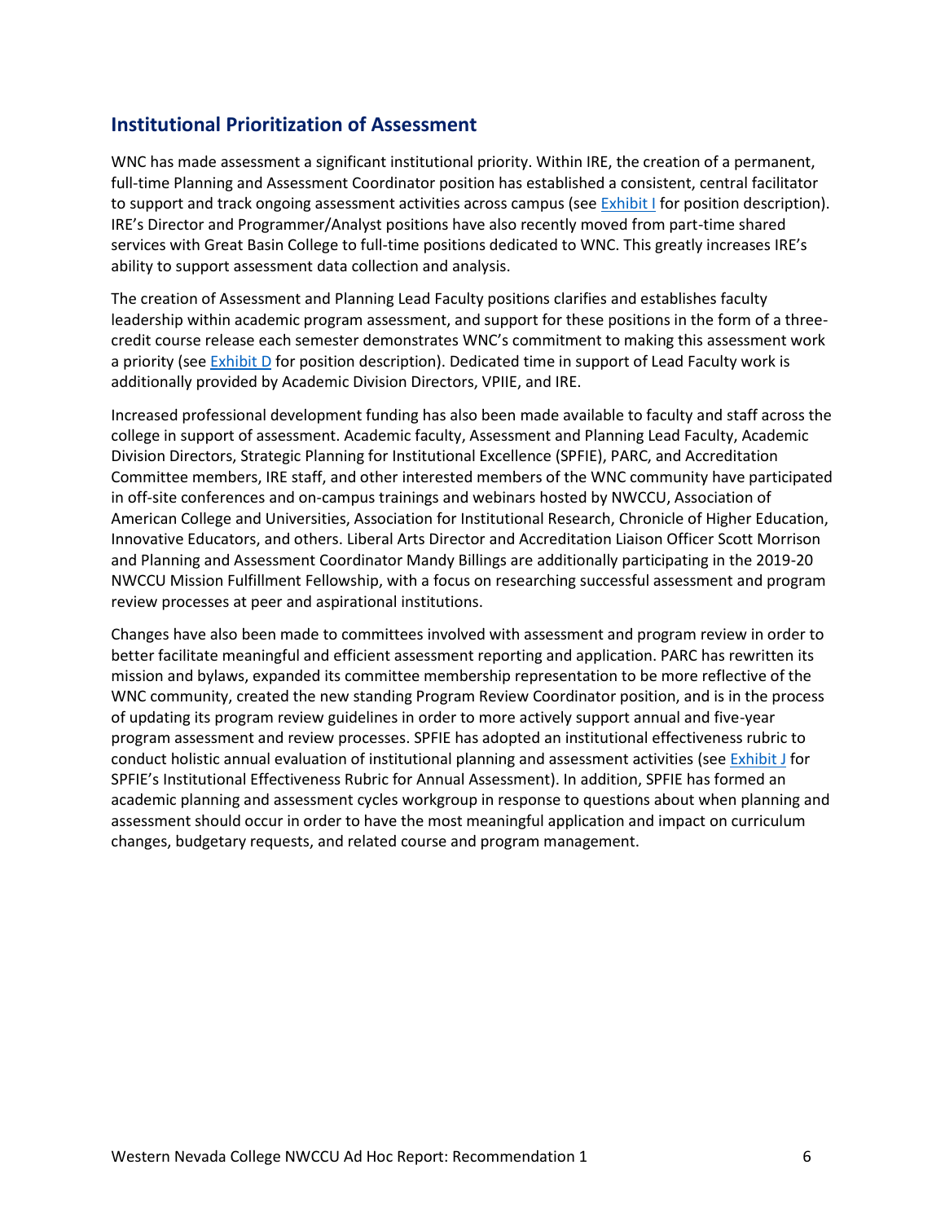## Institutional Prioritization of Assessment

WNC has made assessment a significant institutional priority. Within IRE, the creation of a permanent, full-time Planning and Assessment Coordinator position has established a consistent, central facilitator to support and track ongoing assessment activities across campus (see Exhibit I for position description). IRE's Director and Programmer/Analyst positions have also recently moved from part-time shared services with Great Basin College to full-time positions dedicated to WNC. This greatly increases IRE's ability to support assessment data collection and analysis.

The creation of Assessment and Planning Lead Faculty positions clarifies and establishes faculty leadership within academic program assessment, and support for these positions in the form of a three-credit course release each semester demonstrates WNC's commitment to making this assessment work a priority (see Exhibit D for position description). Dedicated time in support of Lead Faculty work is additionally provided by Academic Division Directors, VPIIE, and IRE.

Increased professional development funding has also been made available to faculty and staff across the college in support of assessment. Academic faculty, Assessment and Planning Lead Faculty, Academic Division Directors, Strategic Planning for Institutional Excellence (SPFIE), PARC, and Accreditation Committee members, IRE staff, and other interested members of the WNC community have participated in off-site conferences and on-campus trainings and webinars hosted by NWCCU, Association of American College and Universities, Association for Institutional Research, Chronicle of Higher Education, Innovative Educators, and others. Liberal Arts Director and Accreditation Liaison Officer Scott Morrison and Planning and Assessment Coordinator Mandy Billings are additionally participating in the 2019-20 NWCCU Mission Fulfillment Fellowship, with a focus on researching successful assessment and program review processes at peer and aspirational institutions.

Changes have also been made to committees involved with assessment and program review in order to better facilitate meaningful and efficient assessment reporting and application. PARC has rewritten its mission and bylaws, expanded its committee membership representation to be more reflective of the WNC community, created the new standing Program Review Coordinator position, and is in the process of updating its program review guidelines in order to more actively support annual and five-year program assessment and review processes. SPFIE has adopted an institutional effectiveness rubric to conduct holistic annual evaluation of institutional planning and assessment activities (see Exhibit J for SPFIE's Institutional Effectiveness Rubric for Annual Assessment). In addition, SPFIE has formed an academic planning and assessment cycles workgroup in response to questions about when planning and assessment should occur in order to have the most meaningful application and impact on curriculum changes, budgetary requests, and related course and program management.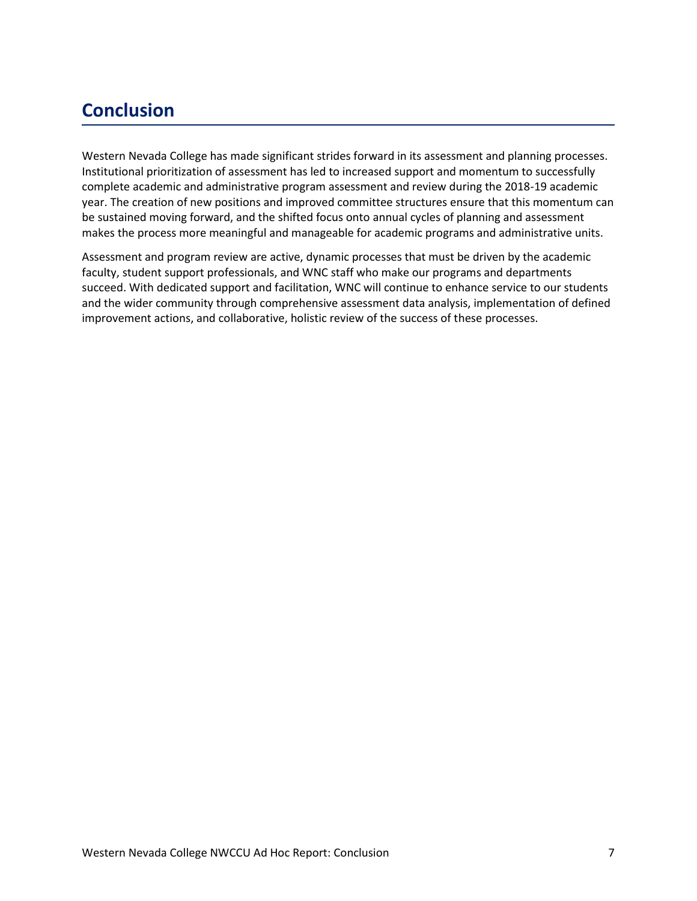# Conclusion

Western Nevada College has made significant strides forward in its assessment and planning processes. Institutional prioritization of assessment has led to increased support and momentum to successfully complete academic and administrative program assessment and review during the 2018-19 academic year. The creation of new positions and improved committee structures ensure that this momentum can be sustained moving forward, and the shifted focus onto annual cycles of planning and assessment makes the process more meaningful and manageable for academic programs and administrative units.

Assessment and program review are active, dynamic processes that must be driven by the academic faculty, student support professionals, and WNC staff who make our programs and departments succeed. With dedicated support and facilitation, WNC will continue to enhance service to our students and the wider community through comprehensive assessment data analysis, implementation of defined improvement actions, and collaborative, holistic review of the success of these processes.